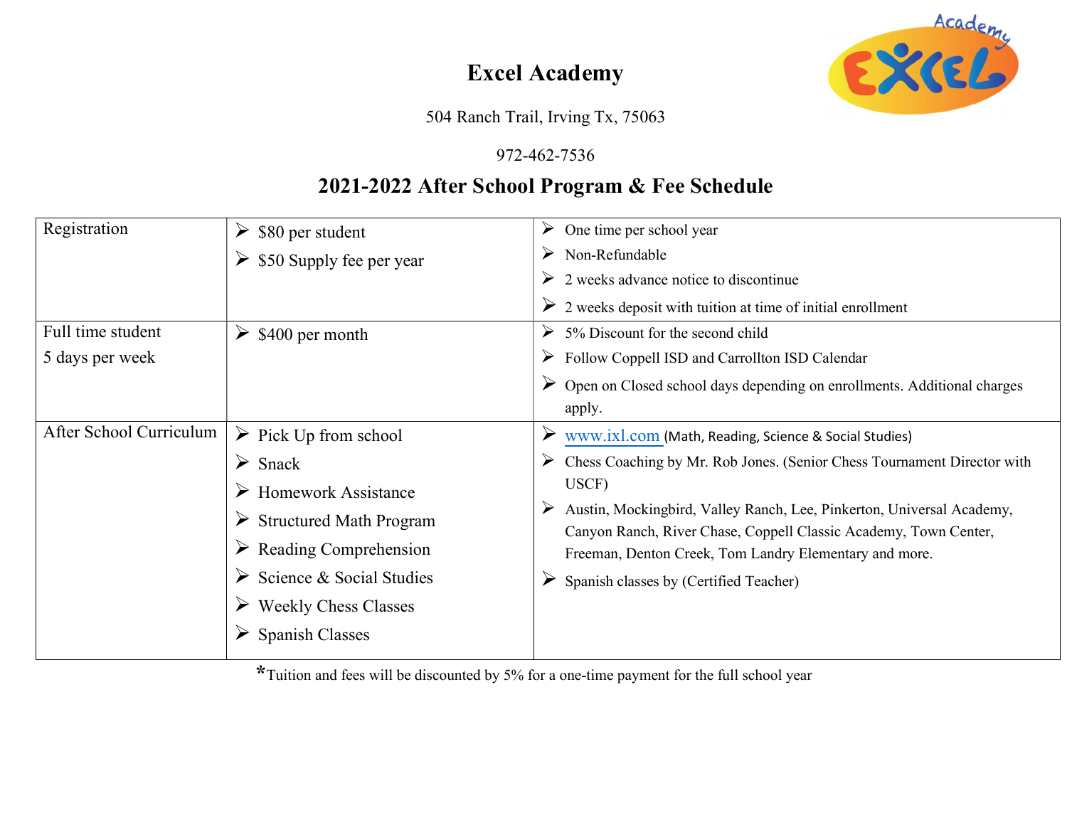# Excel Academy

504 Ranch Trail, Irving Tx, 75063

972-462-7536

## 2021-2022 After School Program & Fee Schedule

| Registration | ➢ $80 per student<br>➢ $50 Supply fee per year | ➢ One time per school year<br>➢ Non-Refundable<br>➢ 2 weeks advance notice to discontinue<br>➢ 2 weeks deposit with tuition at time of initial enrollment |
|---|---|---|
| Full time student<br>5 days per week | ➢ $400 per month | ➢ 5% Discount for the second child<br>➢ Follow Coppell ISD and Carrollton ISD Calendar<br>➢ Open on Closed school days depending on enrollments. Additional charges apply. |
| After School Curriculum | ➢ Pick Up from school<br>➢ Snack<br>➢ Homework Assistance<br>➢ Structured Math Program<br>➢ Reading Comprehension<br>➢ Science & Social Studies<br>➢ Weekly Chess Classes<br>➢ Spanish Classes | ➢ www.ixl.com (Math, Reading, Science & Social Studies)<br>➢ Chess Coaching by Mr. Rob Jones. (Senior Chess Tournament Director with USCF)<br>➢ Austin, Mockingbird, Valley Ranch, Lee, Pinkerton, Universal Academy, Canyon Ranch, River Chase, Coppell Classic Academy, Town Center, Freeman, Denton Creek, Tom Landry Elementary and more.<br>➢ Spanish classes by (Certified Teacher) |

*Tuition and fees will be discounted by 5% for a one-time payment for the full school year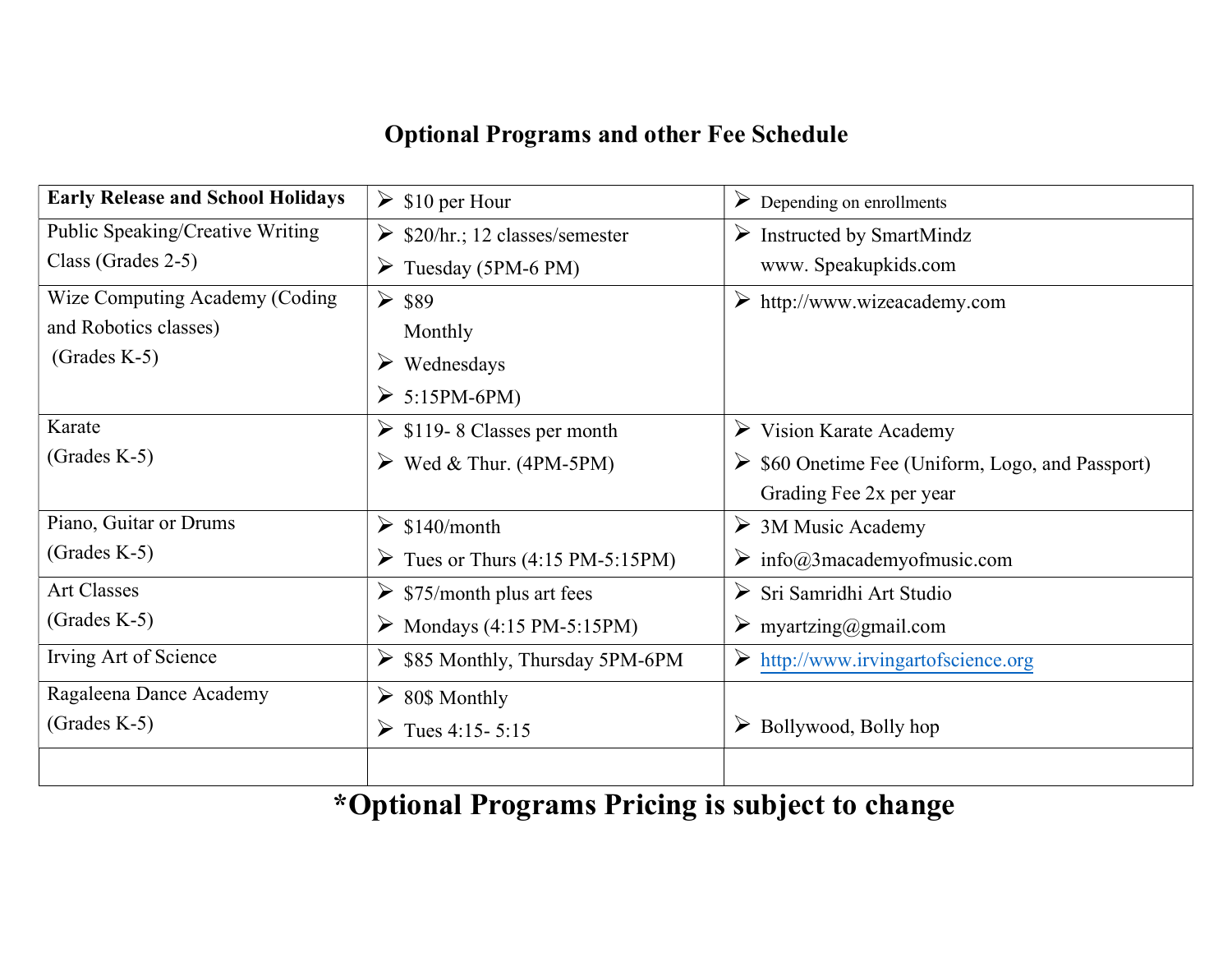# Optional Programs and other Fee Schedule

| **Early Release and School Holidays** | ➢ $10 per Hour | ➢ Depending on enrollments |
|---|---|---|
| Public Speaking/Creative Writing Class (Grades 2-5) | ➢ $20/hr.; 12 classes/semester<br>➢ Tuesday (5PM-6 PM) | ➢ Instructed by SmartMindz www. Speakupkids.com |
| Wize Computing Academy (Coding and Robotics classes) (Grades K-5) | ➢ $89 Monthly<br>➢ Wednesdays<br>➢ 5:15PM-6PM) | ➢ http://www.wizeacademy.com |
| Karate (Grades K-5) | ➢ $119- 8 Classes per month<br>➢ Wed & Thur. (4PM-5PM) | ➢ Vision Karate Academy<br>➢ $60 Onetime Fee (Uniform, Logo, and Passport) Grading Fee 2x per year |
| Piano, Guitar or Drums (Grades K-5) | ➢ $140/month<br>➢ Tues or Thurs (4:15 PM-5:15PM) | ➢ 3M Music Academy<br>➢ info@3macademyofmusic.com |
| Art Classes (Grades K-5) | ➢ $75/month plus art fees<br>➢ Mondays (4:15 PM-5:15PM) | ➢ Sri Samridhi Art Studio<br>➢ myartzing@gmail.com |
| Irving Art of Science | ➢ $85 Monthly, Thursday 5PM-6PM | ➢ http://www.irvingartofscience.org |
| Ragaleena Dance Academy (Grades K-5) | ➢ 80$ Monthly<br>➢ Tues 4:15- 5:15 | ➢ Bollywood, Bolly hop |
| | | |

## *Optional Programs Pricing is subject to change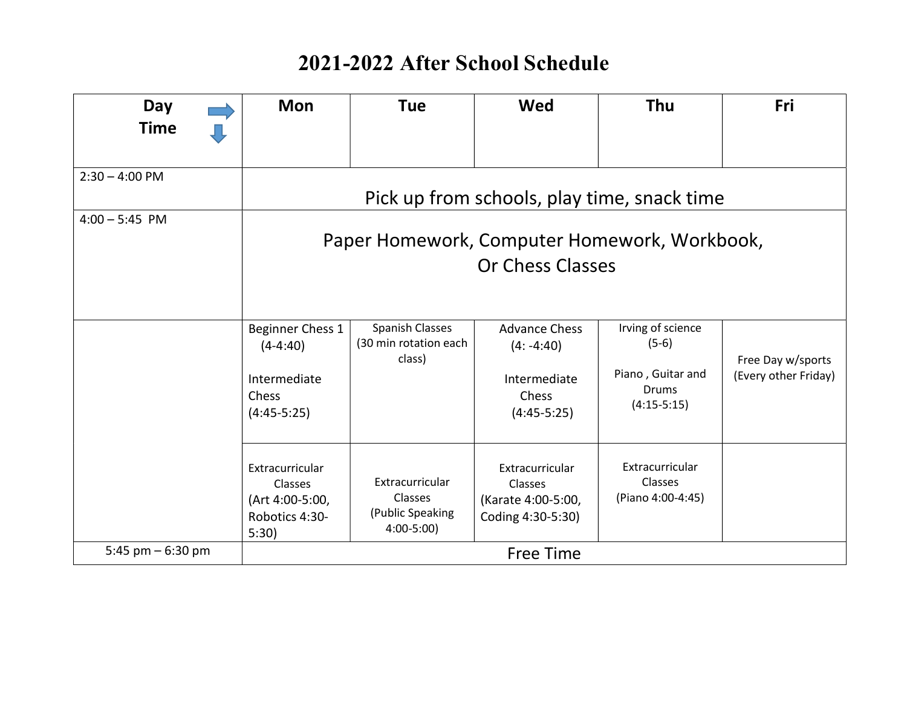# 2021-2022 After School Schedule

| Day → / Time ↓ | Mon | Tue | Wed | Thu | Fri |
| --- | --- | --- | --- | --- | --- |
| 2:30 – 4:00 PM | Pick up from schools, play time, snack time | | | | |
| 4:00 – 5:45 PM | Paper Homework, Computer Homework, Workbook, Or Chess Classes | | | | |
| | Beginner Chess 1 (4-4:40)<br><br>Intermediate Chess (4:45-5:25) | Spanish Classes (30 min rotation each class) | Advance Chess (4: -4:40)<br><br>Intermediate Chess (4:45-5:25) | Irving of science (5-6)<br><br>Piano , Guitar and Drums (4:15-5:15) | Free Day w/sports (Every other Friday) |
| | Extracurricular Classes (Art 4:00-5:00, Robotics 4:30-5:30) | Extracurricular Classes (Public Speaking 4:00-5:00) | Extracurricular Classes (Karate 4:00-5:00, Coding 4:30-5:30) | Extracurricular Classes (Piano 4:00-4:45) | |
| 5:45 pm – 6:30 pm | Free Time | | | | |